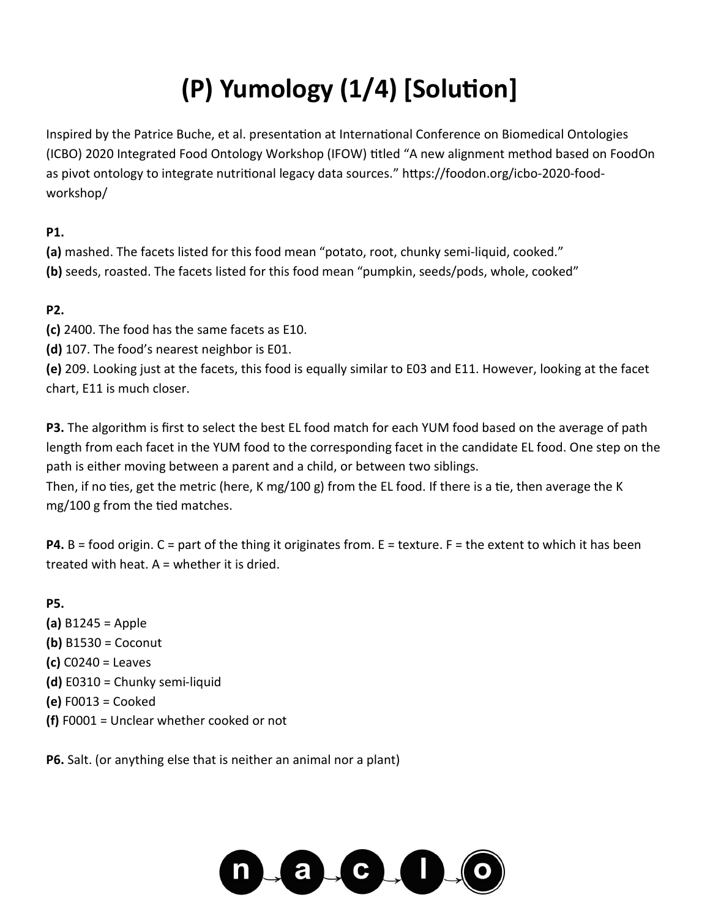# (P) Yumology (1/4) [Solution]

Inspired by the Patrice Buche, et al. presentation at International Conference on Biomedical Ontologies (ICBO) 2020 Integrated Food Ontology Workshop (IFOW) titled "A new alignment method based on FoodOn as pivot ontology to integrate nutritional legacy data sources." https://foodon.org/icbo-2020-food-workshop/

**P1.**

**(a)** mashed. The facets listed for this food mean "potato, root, chunky semi-liquid, cooked."

**(b)** seeds, roasted. The facets listed for this food mean "pumpkin, seeds/pods, whole, cooked"

**P2.**

**(c)** 2400. The food has the same facets as E10.

**(d)** 107. The food's nearest neighbor is E01.

**(e)** 209. Looking just at the facets, this food is equally similar to E03 and E11. However, looking at the facet chart, E11 is much closer.

**P3.** The algorithm is first to select the best EL food match for each YUM food based on the average of path length from each facet in the YUM food to the corresponding facet in the candidate EL food. One step on the path is either moving between a parent and a child, or between two siblings.
Then, if no ties, get the metric (here, K mg/100 g) from the EL food. If there is a tie, then average the K mg/100 g from the tied matches.

**P4.** B = food origin. C = part of the thing it originates from. E = texture. F = the extent to which it has been treated with heat. A = whether it is dried.

**P5.**

**(a)** B1245 = Apple

**(b)** B1530 = Coconut

**(c)** C0240 = Leaves

**(d)** E0310 = Chunky semi-liquid

**(e)** F0013 = Cooked

**(f)** F0001 = Unclear whether cooked or not

**P6.** Salt. (or anything else that is neither an animal nor a plant)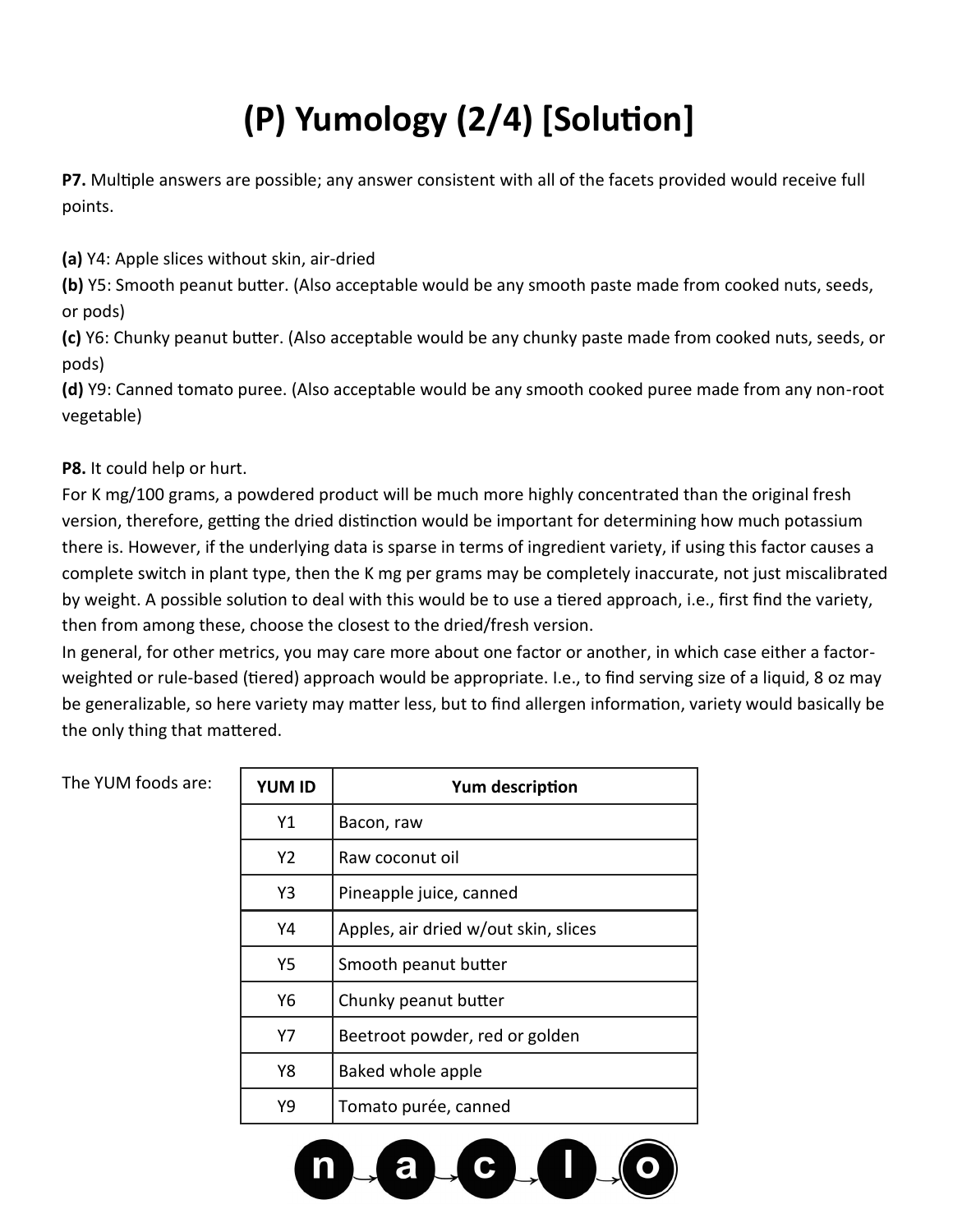# (P) Yumology (2/4) [Solution]

**P7.** Multiple answers are possible; any answer consistent with all of the facets provided would receive full points.

**(a)** Y4: Apple slices without skin, air-dried
**(b)** Y5: Smooth peanut butter. (Also acceptable would be any smooth paste made from cooked nuts, seeds, or pods)
**(c)** Y6: Chunky peanut butter. (Also acceptable would be any chunky paste made from cooked nuts, seeds, or pods)
**(d)** Y9: Canned tomato puree. (Also acceptable would be any smooth cooked puree made from any non-root vegetable)

**P8.** It could help or hurt.
For K mg/100 grams, a powdered product will be much more highly concentrated than the original fresh version, therefore, getting the dried distinction would be important for determining how much potassium there is. However, if the underlying data is sparse in terms of ingredient variety, if using this factor causes a complete switch in plant type, then the K mg per grams may be completely inaccurate, not just miscalibrated by weight. A possible solution to deal with this would be to use a tiered approach, i.e., first find the variety, then from among these, choose the closest to the dried/fresh version.
In general, for other metrics, you may care more about one factor or another, in which case either a factor-weighted or rule-based (tiered) approach would be appropriate. I.e., to find serving size of a liquid, 8 oz may be generalizable, so here variety may matter less, but to find allergen information, variety would basically be the only thing that mattered.

The YUM foods are:

| YUM ID | Yum description |
|---|---|
| Y1 | Bacon, raw |
| Y2 | Raw coconut oil |
| Y3 | Pineapple juice, canned |
| Y4 | Apples, air dried w/out skin, slices |
| Y5 | Smooth peanut butter |
| Y6 | Chunky peanut butter |
| Y7 | Beetroot powder, red or golden |
| Y8 | Baked whole apple |
| Y9 | Tomato purée, canned |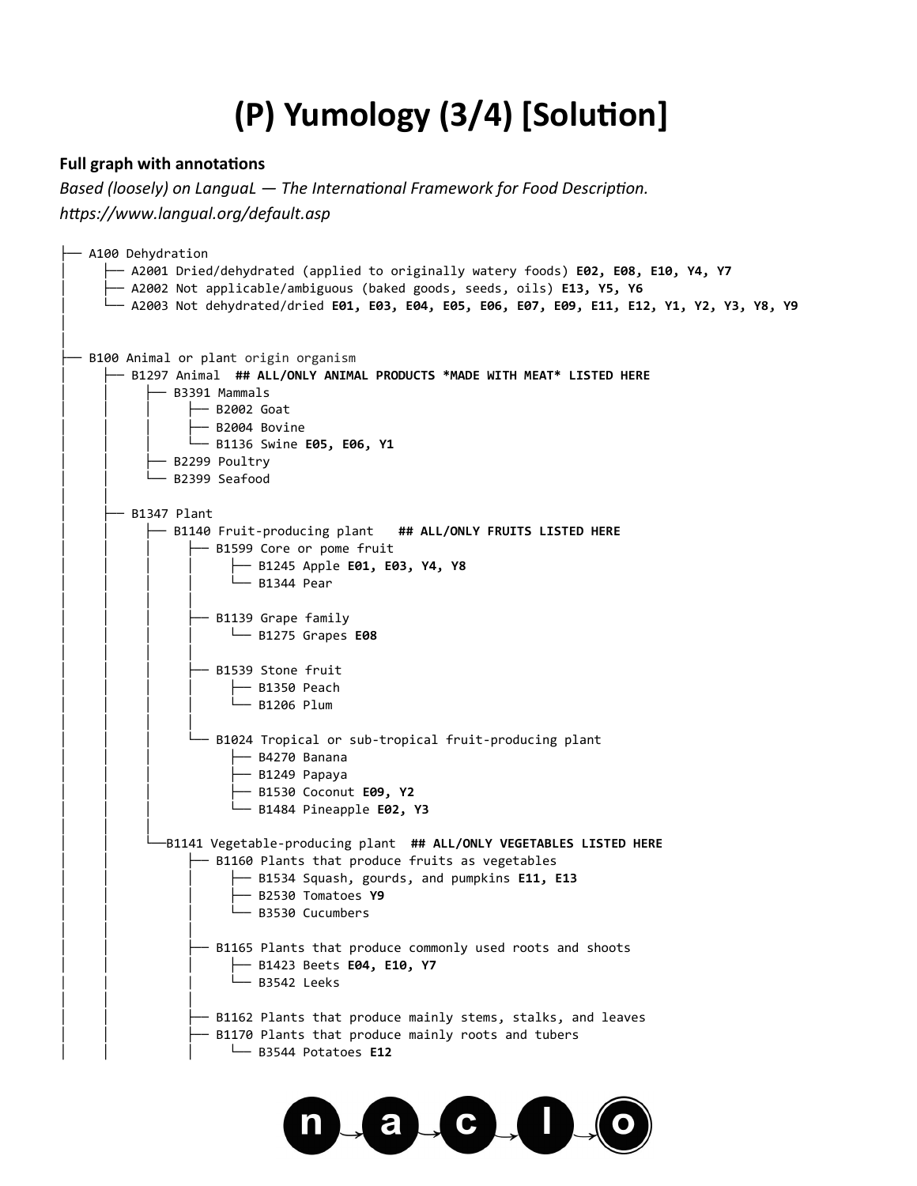# (P) Yumology (3/4) [Solution]

**Full graph with annotations**

*Based (loosely) on LanguaL — The International Framework for Food Description.*
*https://www.langual.org/default.asp*

```
├── A100 Dehydration
│     ├── A2001 Dried/dehydrated (applied to originally watery foods) E02, E08, E10, Y4, Y7
│     ├── A2002 Not applicable/ambiguous (baked goods, seeds, oils) E13, Y5, Y6
│     └── A2003 Not dehydrated/dried E01, E03, E04, E05, E06, E07, E09, E11, E12, Y1, Y2, Y3, Y8, Y9
│
│
├── B100 Animal or plant origin organism
│     ├── B1297 Animal  ## ALL/ONLY ANIMAL PRODUCTS *MADE WITH MEAT* LISTED HERE
│     │     ├── B3391 Mammals
│     │     │     ├── B2002 Goat
│     │     │     ├── B2004 Bovine
│     │     │     └── B1136 Swine E05, E06, Y1
│     │     ├── B2299 Poultry
│     │     └── B2399 Seafood
│     │
│     ├── B1347 Plant
│     │     ├── B1140 Fruit-producing plant   ## ALL/ONLY FRUITS LISTED HERE
│     │     │     ├── B1599 Core or pome fruit
│     │     │     │     ├── B1245 Apple E01, E03, Y4, Y8
│     │     │     │     └── B1344 Pear
│     │     │     │
│     │     │     ├── B1139 Grape family
│     │     │     │     └── B1275 Grapes E08
│     │     │     │
│     │     │     ├── B1539 Stone fruit
│     │     │     │     ├── B1350 Peach
│     │     │     │     └── B1206 Plum
│     │     │     │
│     │     │     └── B1024 Tropical or sub-tropical fruit-producing plant
│     │     │           ├── B4270 Banana
│     │     │           ├── B1249 Papaya
│     │     │           ├── B1530 Coconut E09, Y2
│     │     │           └── B1484 Pineapple E02, Y3
│     │     │
│     │     └──B1141 Vegetable-producing plant  ## ALL/ONLY VEGETABLES LISTED HERE
│     │           ├── B1160 Plants that produce fruits as vegetables
│     │           │     ├── B1534 Squash, gourds, and pumpkins E11, E13
│     │           │     ├── B2530 Tomatoes Y9
│     │           │     └── B3530 Cucumbers
│     │           │
│     │           ├── B1165 Plants that produce commonly used roots and shoots
│     │           │     ├── B1423 Beets E04, E10, Y7
│     │           │     └── B3542 Leeks
│     │           │
│     │           ├── B1162 Plants that produce mainly stems, stalks, and leaves
│     │           ├── B1170 Plants that produce mainly roots and tubers
│     │           │     └── B3544 Potatoes E12
```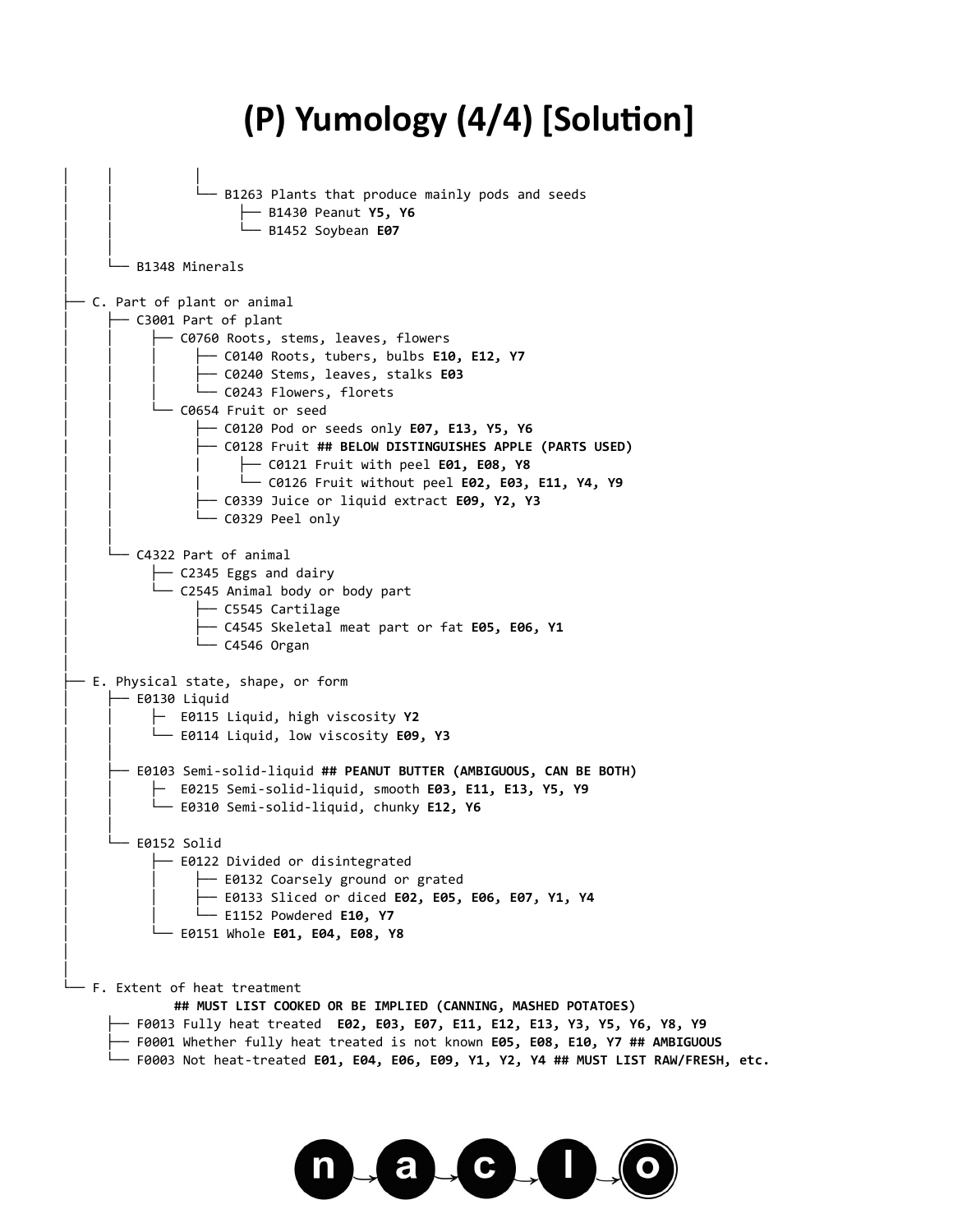# (P) Yumology (4/4) [Solution]

```
│     │          │
│     │          └── B1263 Plants that produce mainly pods and seeds
│     │                ├── B1430 Peanut Y5, Y6
│     │                └── B1452 Soybean E07
│     │
│     └── B1348 Minerals
│
├── C. Part of plant or animal
│     ├── C3001 Part of plant
│     │     ├── C0760 Roots, stems, leaves, flowers
│     │     │     ├── C0140 Roots, tubers, bulbs E10, E12, Y7
│     │     │     ├── C0240 Stems, leaves, stalks E03
│     │     │     └── C0243 Flowers, florets
│     │     └── C0654 Fruit or seed
│     │           ├── C0120 Pod or seeds only E07, E13, Y5, Y6
│     │           ├── C0128 Fruit ## BELOW DISTINGUISHES APPLE (PARTS USED)
│     │           │     ├── C0121 Fruit with peel E01, E08, Y8
│     │           │     └── C0126 Fruit without peel E02, E03, E11, Y4, Y9
│     │           ├── C0339 Juice or liquid extract E09, Y2, Y3
│     │           └── C0329 Peel only
│     │
│     └── C4322 Part of animal
│           ├── C2345 Eggs and dairy
│           └── C2545 Animal body or body part
│                 ├── C5545 Cartilage
│                 ├── C4545 Skeletal meat part or fat E05, E06, Y1
│                 └── C4546 Organ
│
├── E. Physical state, shape, or form
│     ├── E0130 Liquid
│     │     ├─  E0115 Liquid, high viscosity Y2
│     │     └── E0114 Liquid, low viscosity E09, Y3
│     │
│     ├── E0103 Semi-solid-liquid ## PEANUT BUTTER (AMBIGUOUS, CAN BE BOTH)
│     │     ├─  E0215 Semi-solid-liquid, smooth E03, E11, E13, Y5, Y9
│     │     └── E0310 Semi-solid-liquid, chunky E12, Y6
│     │
│     └── E0152 Solid
│           ├── E0122 Divided or disintegrated
│           │     ├── E0132 Coarsely ground or grated
│           │     ├── E0133 Sliced or diced E02, E05, E06, E07, Y1, Y4
│           │     └── E1152 Powdered E10, Y7
│           └── E0151 Whole E01, E04, E08, Y8
│
│
└── F. Extent of heat treatment
            ## MUST LIST COOKED OR BE IMPLIED (CANNING, MASHED POTATOES)
      ├── F0013 Fully heat treated  E02, E03, E07, E11, E12, E13, Y3, Y5, Y6, Y8, Y9
      ├── F0001 Whether fully heat treated is not known E05, E08, E10, Y7 ## AMBIGUOUS
      └── F0003 Not heat-treated E01, E04, E06, E09, Y1, Y2, Y4 ## MUST LIST RAW/FRESH, etc.
```